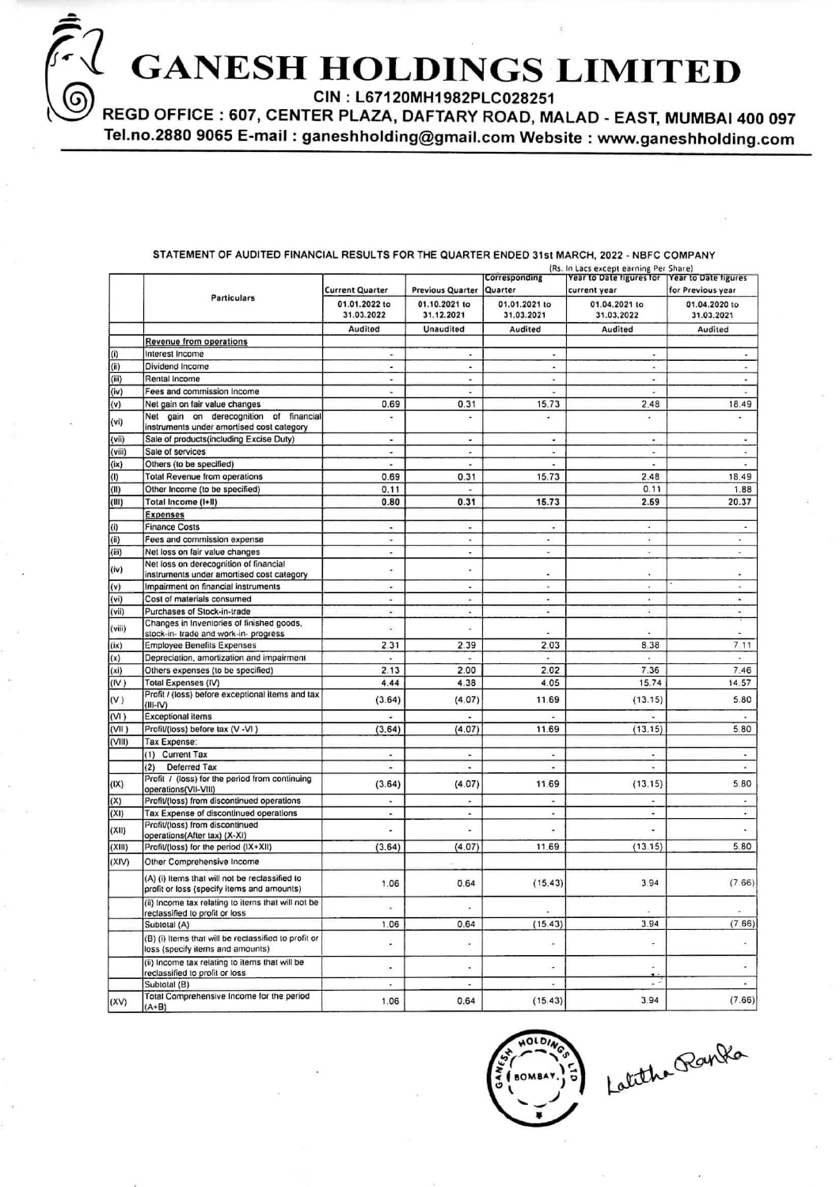# GANESH HOLDINGS LIMITED

CIN : L67120MH1982PLC028251

REGD OFFICE : 607, CENTER PLAZA, DAFTARY ROAD, MALAD - EAST, MUMBAI 400 097

Tel.no.2880 9065 E-mail : ganeshholding@gmail.com Website : www.ganeshholding.com

## STATEMENT OF AUDITED FINANCIAL RESULTS FOR THE QUARTER ENDED 31st MARCH, 2022 - NBFC COMPANY

(Rs. In Lacs except earning Per Share)

| | Particulars | Current Quarter | Previous Quarter | Corresponding Quarter | Year to Date figures for current year | Year to Date figures for Previous year |
|---|---|---|---|---|---|---|
| | | 01.01.2022 to 31.03.2022 | 01.10.2021 to 31.12.2021 | 01.01.2021 to 31.03.2021 | 01.04.2021 to 31.03.2022 | 01.04.2020 to 31.03.2021 |
| | | Audited | Unaudited | Audited | Audited | Audited |
| | **Revenue from operations** | | | | | |
| (i) | Interest Income | - | - | - | - | - |
| (ii) | Dividend Income | - | - | - | - | - |
| (iii) | Rental Income | - | - | - | - | - |
| (iv) | Fees and commission Income | - | - | - | - | - |
| (v) | Net gain on fair value changes | 0.69 | 0.31 | 15.73 | 2.48 | 18.49 |
| (vi) | Net gain on derecognition of financial instruments under amortised cost category | - | - | - | - | - |
| (vii) | Sale of products(including Excise Duty) | - | - | - | - | - |
| (viii) | Sale of services | - | - | - | - | - |
| (ix) | Others (to be specified) | - | - | - | - | - |
| (I) | Total Revenue from operations | 0.69 | 0.31 | 15.73 | 2.48 | 18.49 |
| (II) | Other Income (to be specified) | 0.11 | - | | 0.11 | 1.88 |
| (III) | Total Income (I+II) | 0.80 | 0.31 | 15.73 | 2.59 | 20.37 |
| | **Expenses** | | | | | |
| (i) | Finance Costs | - | - | - | - | - |
| (ii) | Fees and commission expense | - | - | - | - | - |
| (iii) | Net loss on fair value changes | - | - | - | - | - |
| (iv) | Net loss on derecognition of financial instruments under amortised cost category | - | - | - | - | - |
| (v) | Impairment on financial instruments | - | - | - | - | - |
| (vi) | Cost of materials consumed | - | - | - | - | - |
| (vii) | Purchases of Stock-in-trade | - | - | - | - | - |
| (viii) | Changes in Inventories of finished goods, stock-in- trade and work-in- progress | - | - | | - | - |
| (ix) | Employee Benefits Expenses | 2.31 | 2.39 | 2.03 | 8.38 | 7.11 |
| (x) | Depreciation, amortization and impairment | - | - | - | - | - |
| (xi) | Others expenses (to be specified) | 2.13 | 2.00 | 2.02 | 7.36 | 7.46 |
| (IV) | Total Expenses (IV) | 4.44 | 4.38 | 4.05 | 15.74 | 14.57 |
| (V) | Profit / (loss) before exceptional items and tax (III-IV) | (3.64) | (4.07) | 11.69 | (13.15) | 5.80 |
| (VI) | Exceptional items | - | - | - | - | - |
| (VII) | Profit/(loss) before tax (V -VI ) | (3.64) | (4.07) | 11.69 | (13.15) | 5.80 |
| (VIII) | Tax Expense: | | | | | |
| | (1) Current Tax | - | - | - | - | - |
| | (2) Deferred Tax | - | - | - | - | - |
| (IX) | Profit / (loss) for the period from continuing operations(VII-VIII) | (3.64) | (4.07) | 11.69 | (13.15) | 5.80 |
| (X) | Profit/(loss) from discontinued operations | - | - | - | - | - |
| (XI) | Tax Expense of discontinued operations | - | - | - | - | - |
| (XII) | Profit/(loss) from discontinued operations(After tax) (X-XI) | - | - | - | - | - |
| (XIII) | Profit/(loss) for the period (IX+XII) | (3.64) | (4.07) | 11.69 | (13.15) | 5.80 |
| (XIV) | Other Comprehensive Income | | | | | |
| | (A) (i) Items that will not be reclassified to profit or loss (specify items and amounts) | 1.06 | 0.64 | (15.43) | 3.94 | (7.66) |
| | (ii) Income tax relating to items that will not be reclassified to profit or loss | - | - | - | - | - |
| | Subtotal (A) | 1.06 | 0.64 | (15.43) | 3.94 | (7.66) |
| | (B) (i) Items that will be reclassified to profit or loss (specify items and amounts) | - | - | - | - | - |
| | (ii) Income tax relating to items that will be reclassified to profit or loss | - | - | - | - | - |
| | Subtotal (B) | - | - | - | - | - |
| (XV) | Total Comprehensive Income for the period (A+B) | 1.06 | 0.64 | (15.43) | 3.94 | (7.66) |

Latitha Ranka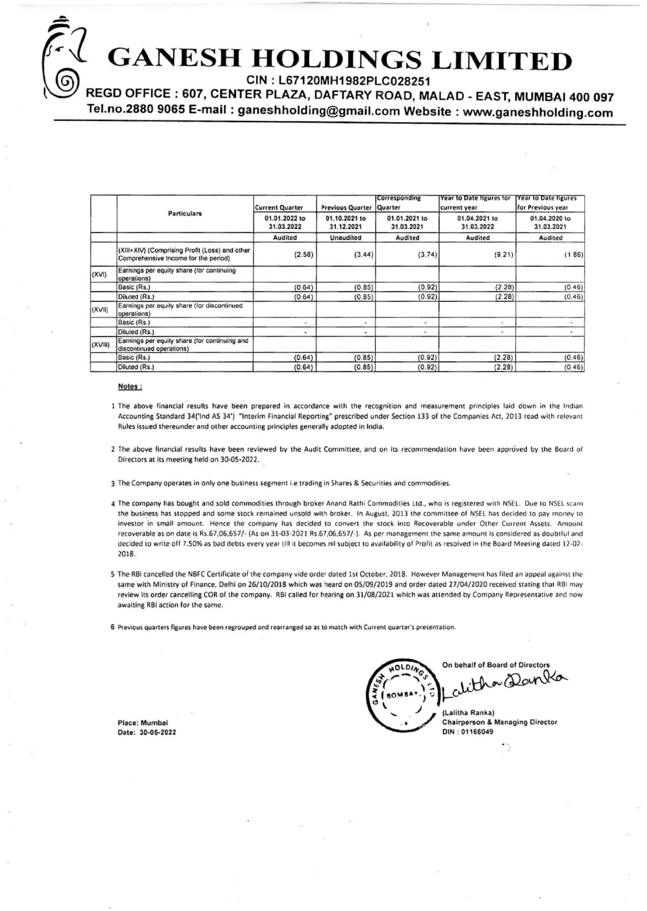# GANESH HOLDINGS LIMITED

**CIN : L67120MH1982PLC028251**

**REGD OFFICE : 607, CENTER PLAZA, DAFTARY ROAD, MALAD - EAST, MUMBAI 400 097**

**Tel.no.2880 9065 E-mail : ganeshholding@gmail.com Website : www.ganeshholding.com**

| | Particulars | Current Quarter | Previous Quarter | Corresponding Quarter | Year to Date figures for current year | Year to Date figures for Previous year |
|---|---|---|---|---|---|---|
| | | 01.01.2022 to 31.03.2022 | 01.10.2021 to 31.12.2021 | 01.01.2021 to 31.03.2021 | 01.04.2021 to 31.03.2022 | 01.04.2020 to 31.03.2021 |
| | | Audited | Unaudited | Audited | Audited | Audited |
| | (XIII+XIV) (Comprising Profit (Loss) and other Comprehensive Income for the period) | (2.58) | (3.44) | (3.74) | (9.21) | (1.86) |
| (XVI) | Earnings per equity share (for continuing operations) | | | | | |
| | Basic (Rs.) | (0.64) | (0.85) | (0.92) | (2.28) | (0.46) |
| | Diluted (Rs.) | (0.64) | (0.85) | (0.92) | (2.28) | (0.46) |
| (XVII) | Earnings per equity share (for discontinued operations) | | | | | |
| | Basic (Rs.) | - | - | - | - | - |
| | Diluted (Rs.) | - | - | - | - | - |
| (XVIII) | Earnings per equity share (for continuing and discontinued operations) | | | | | |
| | Basic (Rs.) | (0.64) | (0.85) | (0.92) | (2.28) | (0.46) |
| | Diluted (Rs.) | (0.64) | (0.85) | (0.92) | (2.28) | (0.46) |

**Notes :**

1. The above financial results have been prepared in accordance with the recognition and measurement principles laid down in the Indian Accounting Standard 34('Ind AS 34') "Interim Financial Reporting" prescribed under Section 133 of the Companies Act, 2013 read with relevant Rules issued thereunder and other accounting principles generally adopted in India.

2. The above financial results have been reviewed by the Audit Committee, and on its recommendation have been approved by the Board of Directors at its meeting held on 30-05-2022.

3. The Company operates in only one business segment i.e trading in Shares & Securities and commodities.

4. The company has bought and sold commodities through broker Anand Rathi Commodities Ltd., who is registered with NSEL. Due to NSEL scam the business has stopped and some stock remained unsold with broker. In August, 2013 the committee of NSEL has decided to pay money to investor in small amount. Hence the company has decided to convert the stock into Recoverable under Other Current Assets. Amount recoverable as on date is Rs.67,06,657/- (As on 31-03-2021 Rs.67,06,657/-). As per management the same amount is considered as doubtful and decided to write off 7.50% as bad debts every year till it becomes nil subject to availability of Profit as resolved in the Board Meeting dated 12-02-2018.

5. The RBI cancelled the NBFC Certificate of the company vide order dated 1st October, 2018. However Management has filed an appeal against the same with Ministry of Finance, Delhi on 26/10/2018 which was heard on 05/09/2019 and order dated 27/04/2020 received stating that RBI may review its order cancelling COR of the company. RBI called for hearing on 31/08/2021 which was attended by Company Representative and now awaiting RBI action for the same.

6. Previous quarters figures have been regrouped and rearranged so as to match with Current quarter's presentation.

On behalf of Board of Directors

(Lalitha Ranka)
Chairperson & Managing Director
DIN : 01166049

Place: Mumbai
Date: 30-05-2022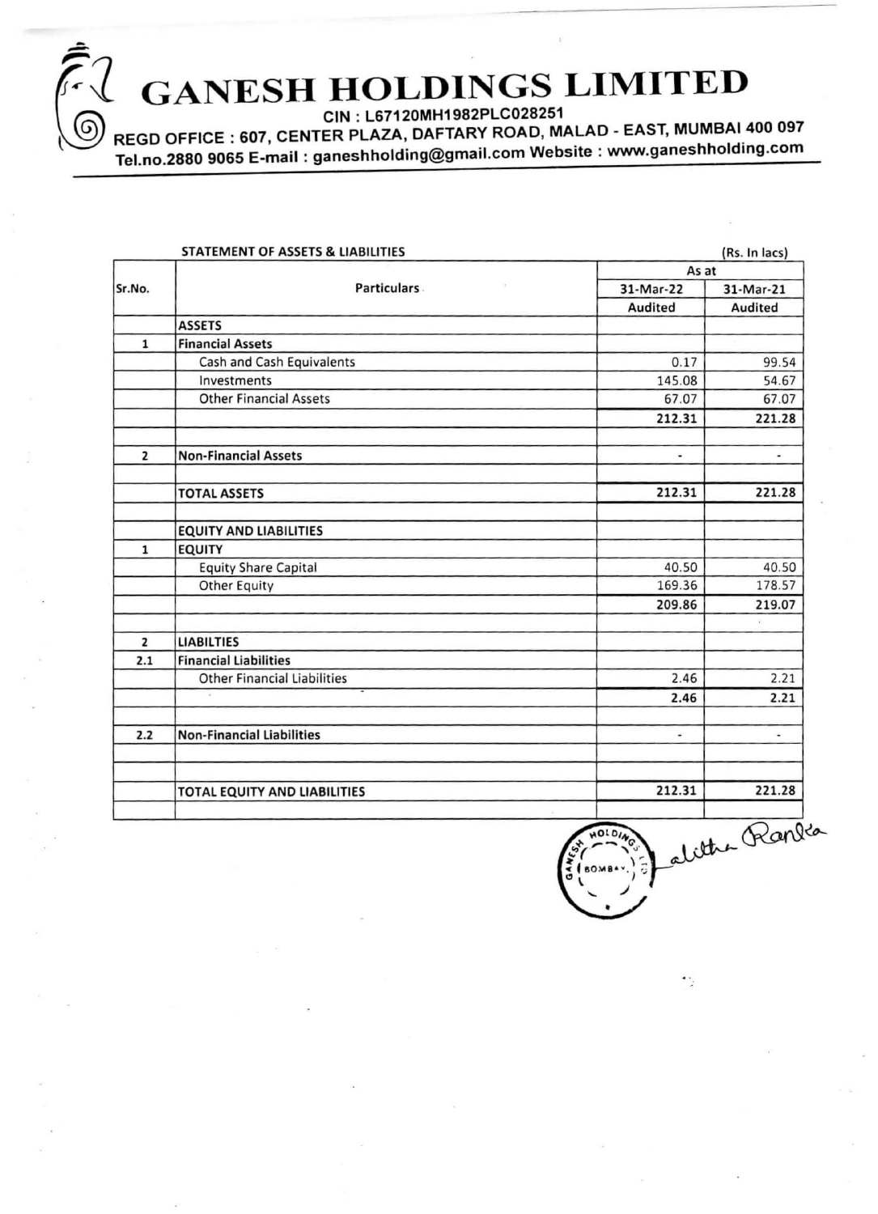# GANESH HOLDINGS LIMITED

CIN : L67120MH1982PLC028251

REGD OFFICE : 607, CENTER PLAZA, DAFTARY ROAD, MALAD - EAST, MUMBAI 400 097

Tel.no.2880 9065 E-mail : ganeshholding@gmail.com Website : www.ganeshholding.com

**STATEMENT OF ASSETS & LIABILITIES** (Rs. In lacs)

| Sr.No. | Particulars | As at | |
|---|---|---|---|
| | | 31-Mar-22 | 31-Mar-21 |
| | | Audited | Audited |
| | **ASSETS** | | |
| 1 | **Financial Assets** | | |
| | Cash and Cash Equivalents | 0.17 | 99.54 |
| | Investments | 145.08 | 54.67 |
| | Other Financial Assets | 67.07 | 67.07 |
| | | **212.31** | **221.28** |
| | | | |
| 2 | **Non-Financial Assets** | - | - |
| | | | |
| | **TOTAL ASSETS** | **212.31** | **221.28** |
| | | | |
| | **EQUITY AND LIABILITIES** | | |
| 1 | **EQUITY** | | |
| | Equity Share Capital | 40.50 | 40.50 |
| | Other Equity | 169.36 | 178.57 |
| | | **209.86** | **219.07** |
| | | | |
| 2 | **LIABILTIES** | | |
| 2.1 | **Financial Liabilities** | | |
| | Other Financial Liabilities | 2.46 | 2.21 |
| | | **2.46** | **2.21** |
| | | | |
| 2.2 | **Non-Financial Liabilities** | - | - |
| | | | |
| | | | |
| | **TOTAL EQUITY AND LIABILITIES** | **212.31** | **221.28** |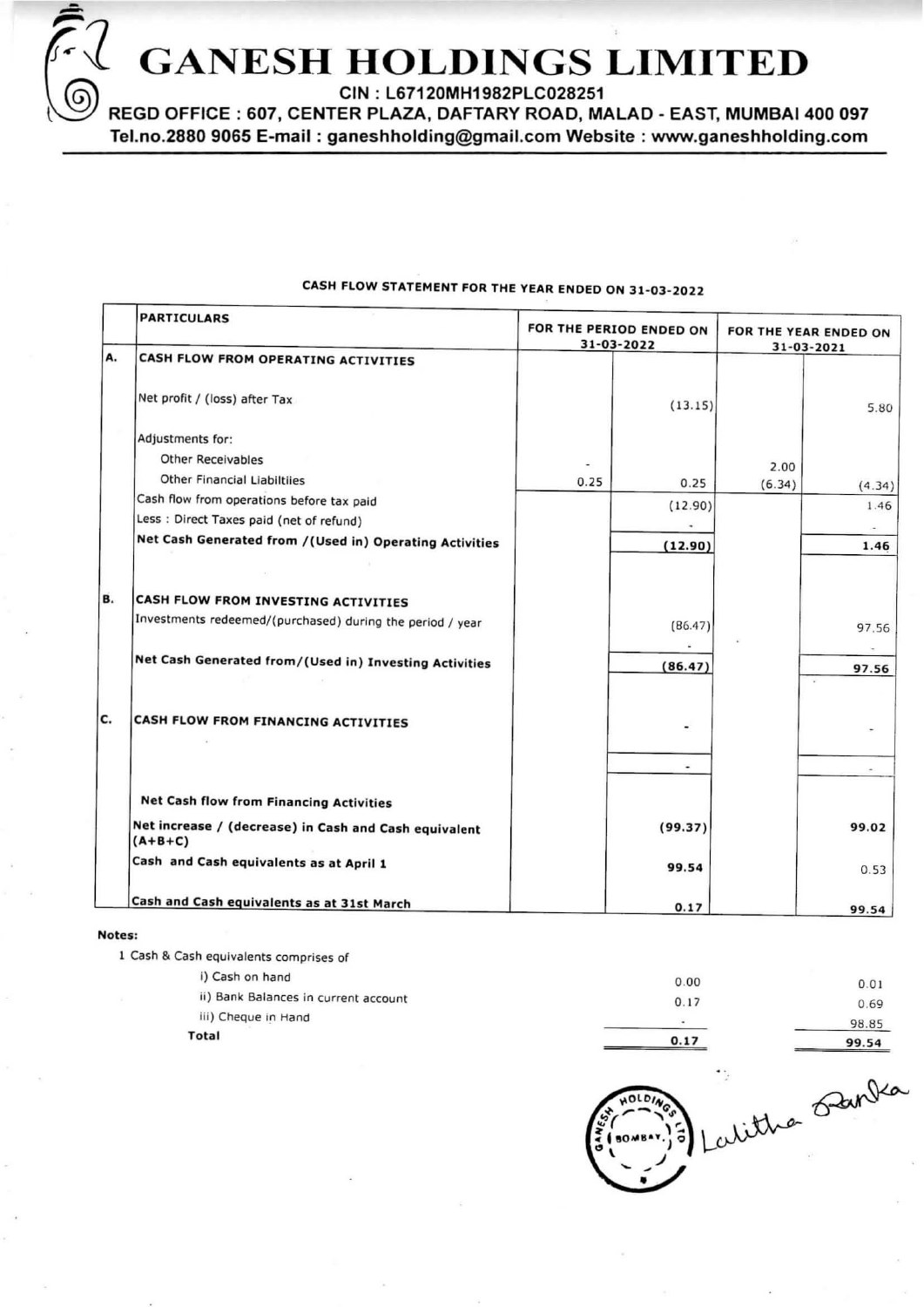# GANESH HOLDINGS LIMITED

**CIN : L67120MH1982PLC028251**

**REGD OFFICE : 607, CENTER PLAZA, DAFTARY ROAD, MALAD - EAST, MUMBAI 400 097**

**Tel.no.2880 9065 E-mail : ganeshholding@gmail.com Website : www.ganeshholding.com**

**CASH FLOW STATEMENT FOR THE YEAR ENDED ON 31-03-2022**

| | PARTICULARS | FOR THE PERIOD ENDED ON 31-03-2022 | | FOR THE YEAR ENDED ON 31-03-2021 | |
|---|---|---|---|---|---|
| **A.** | **CASH FLOW FROM OPERATING ACTIVITIES** | | | | |
| | Net profit / (loss) after Tax | | (13.15) | | 5.80 |
| | Adjustments for: | | | | |
| | Other Receivables | - | | 2.00 | |
| | Other Financial Liabiltiies | 0.25 | 0.25 | (6.34) | (4.34) |
| | Cash flow from operations before tax paid | | (12.90) | | 1.46 |
| | Less : Direct Taxes paid (net of refund) | | - | | - |
| | **Net Cash Generated from /(Used in) Operating Activities** | | **(12.90)** | | **1.46** |
| **B.** | **CASH FLOW FROM INVESTING ACTIVITIES** | | | | |
| | Investments redeemed/(purchased) during the period / year | | (86.47) | | 97.56 |
| | | | - | | - |
| | **Net Cash Generated from/(Used in) Investing Activities** | | **(86.47)** | | **97.56** |
| **C.** | **CASH FLOW FROM FINANCING ACTIVITIES** | | - | | - |
| | | | - | | - |
| | **Net Cash flow from Financing Activities** | | | | |
| | **Net increase / (decrease) in Cash and Cash equivalent (A+B+C)** | | **(99.37)** | | **99.02** |
| | **Cash and Cash equivalents as at April 1** | | **99.54** | | 0.53 |
| | **Cash and Cash equivalents as at 31st March** | | **0.17** | | **99.54** |

**Notes:**

1 Cash & Cash equivalents comprises of

| | 31-03-2022 | 31-03-2021 |
|---|---|---|
| i) Cash on hand | 0.00 | 0.01 |
| ii) Bank Balances in current account | 0.17 | 0.69 |
| iii) Cheque in Hand | - | 98.85 |
| **Total** | **0.17** | **99.54** |

Lalitha Ranka